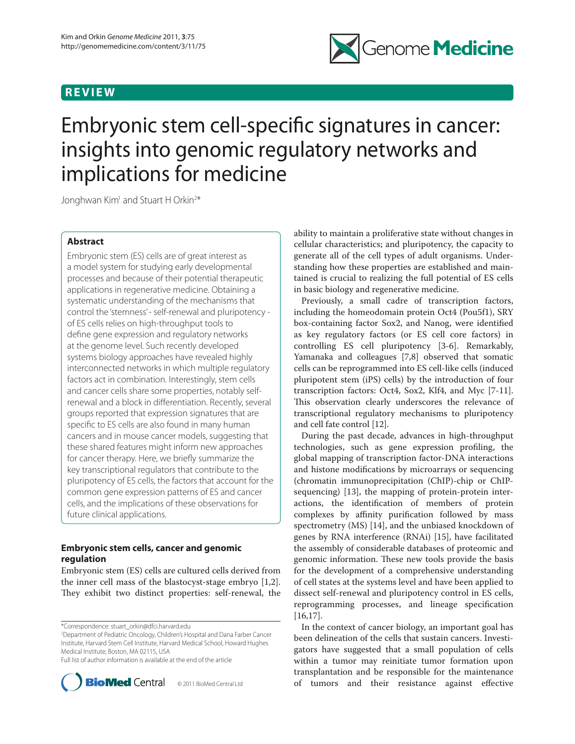## REVIEW

# Embryonic stem cell-specific signatures in cancer: insights into genomic regulatory networks and implications for medicine

Jonghwan Kim[1] and Stuart H Orkin[2]*

## Abstract

Embryonic stem (ES) cells are of great interest as a model system for studying early developmental processes and because of their potential therapeutic applications in regenerative medicine. Obtaining a systematic understanding of the mechanisms that control the 'stemness' - self-renewal and pluripotency - of ES cells relies on high-throughput tools to define gene expression and regulatory networks at the genome level. Such recently developed systems biology approaches have revealed highly interconnected networks in which multiple regulatory factors act in combination. Interestingly, stem cells and cancer cells share some properties, notably self-renewal and a block in differentiation. Recently, several groups reported that expression signatures that are specific to ES cells are also found in many human cancers and in mouse cancer models, suggesting that these shared features might inform new approaches for cancer therapy. Here, we briefly summarize the key transcriptional regulators that contribute to the pluripotency of ES cells, the factors that account for the common gene expression patterns of ES and cancer cells, and the implications of these observations for future clinical applications.

## Embryonic stem cells, cancer and genomic regulation

Embryonic stem (ES) cells are cultured cells derived from the inner cell mass of the blastocyst-stage embryo [1,2]. They exhibit two distinct properties: self-renewal, the ability to maintain a proliferative state without changes in cellular characteristics; and pluripotency, the capacity to generate all of the cell types of adult organisms. Understanding how these properties are established and maintained is crucial to realizing the full potential of ES cells in basic biology and regenerative medicine.

Previously, a small cadre of transcription factors, including the homeodomain protein Oct4 (Pou5f1), SRY box-containing factor Sox2, and Nanog, were identified as key regulatory factors (or ES cell core factors) in controlling ES cell pluripotency [3-6]. Remarkably, Yamanaka and colleagues [7,8] observed that somatic cells can be reprogrammed into ES cell-like cells (induced pluripotent stem (iPS) cells) by the introduction of four transcription factors: Oct4, Sox2, Klf4, and Myc [7-11]. This observation clearly underscores the relevance of transcriptional regulatory mechanisms to pluripotency and cell fate control [12].

During the past decade, advances in high-throughput technologies, such as gene expression profiling, the global mapping of transcription factor-DNA interactions and histone modifications by microarrays or sequencing (chromatin immunoprecipitation (ChIP)-chip or ChIP-sequencing) [13], the mapping of protein-protein interactions, the identification of members of protein complexes by affinity purification followed by mass spectrometry (MS) [14], and the unbiased knockdown of genes by RNA interference (RNAi) [15], have facilitated the assembly of considerable databases of proteomic and genomic information. These new tools provide the basis for the development of a comprehensive understanding of cell states at the systems level and have been applied to dissect self-renewal and pluripotency control in ES cells, reprogramming processes, and lineage specification [16,17].

In the context of cancer biology, an important goal has been delineation of the cells that sustain cancers. Investigators have suggested that a small population of cells within a tumor may reinitiate tumor formation upon transplantation and be responsible for the maintenance of tumors and their resistance against effective

*Correspondence: stuart_orkin@dfci.harvard.edu
[2]Department of Pediatric Oncology, Children's Hospital and Dana Farber Cancer Institute, Harvard Stem Cell Institute, Harvard Medical School, Howard Hughes Medical Institute, Boston, MA 02115, USA
Full list of author information is available at the end of the article

© 2011 BioMed Central Ltd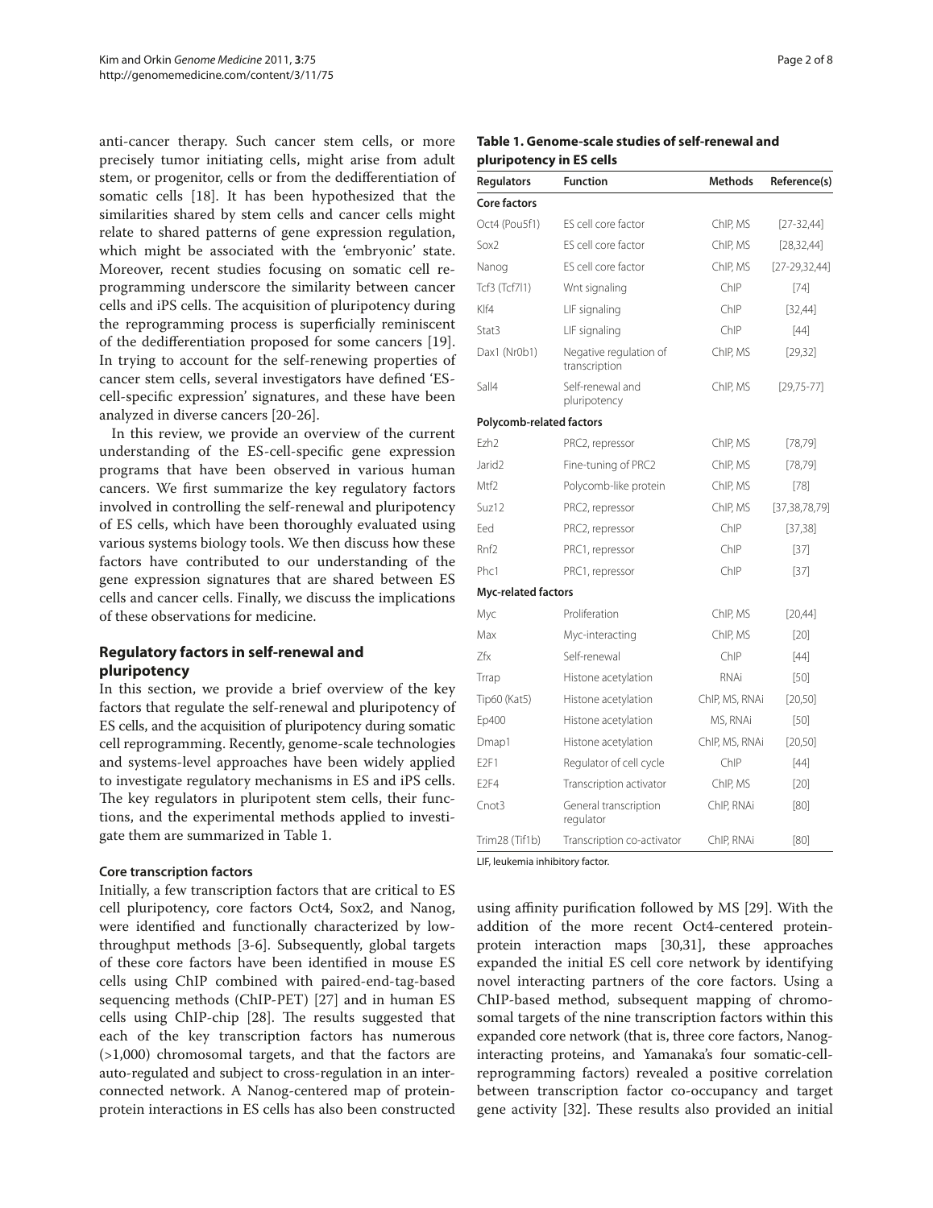anti-cancer therapy. Such cancer stem cells, or more precisely tumor initiating cells, might arise from adult stem, or progenitor, cells or from the dedifferentiation of somatic cells [18]. It has been hypothesized that the similarities shared by stem cells and cancer cells might relate to shared patterns of gene expression regulation, which might be associated with the 'embryonic' state. Moreover, recent studies focusing on somatic cell reprogramming underscore the similarity between cancer cells and iPS cells. The acquisition of pluripotency during the reprogramming process is superficially reminiscent of the dedifferentiation proposed for some cancers [19]. In trying to account for the self-renewing properties of cancer stem cells, several investigators have defined 'ES-cell-specific expression' signatures, and these have been analyzed in diverse cancers [20-26].

In this review, we provide an overview of the current understanding of the ES-cell-specific gene expression programs that have been observed in various human cancers. We first summarize the key regulatory factors involved in controlling the self-renewal and pluripotency of ES cells, which have been thoroughly evaluated using various systems biology tools. We then discuss how these factors have contributed to our understanding of the gene expression signatures that are shared between ES cells and cancer cells. Finally, we discuss the implications of these observations for medicine.

## Regulatory factors in self-renewal and pluripotency

In this section, we provide a brief overview of the key factors that regulate the self-renewal and pluripotency of ES cells, and the acquisition of pluripotency during somatic cell reprogramming. Recently, genome-scale technologies and systems-level approaches have been widely applied to investigate regulatory mechanisms in ES and iPS cells. The key regulators in pluripotent stem cells, their functions, and the experimental methods applied to investigate them are summarized in Table 1.

### Core transcription factors

Initially, a few transcription factors that are critical to ES cell pluripotency, core factors Oct4, Sox2, and Nanog, were identified and functionally characterized by low-throughput methods [3-6]. Subsequently, global targets of these core factors have been identified in mouse ES cells using ChIP combined with paired-end-tag-based sequencing methods (ChIP-PET) [27] and in human ES cells using ChIP-chip [28]. The results suggested that each of the key transcription factors has numerous (>1,000) chromosomal targets, and that the factors are auto-regulated and subject to cross-regulation in an interconnected network. A Nanog-centered map of protein-protein interactions in ES cells has also been constructed using affinity purification followed by MS [29]. With the addition of the more recent Oct4-centered protein-protein interaction maps [30,31], these approaches expanded the initial ES cell core network by identifying novel interacting partners of the core factors. Using a ChIP-based method, subsequent mapping of chromosomal targets of the nine transcription factors within this expanded core network (that is, three core factors, Nanog-interacting proteins, and Yamanaka's four somatic-cell-reprogramming factors) revealed a positive correlation between transcription factor co-occupancy and target gene activity [32]. These results also provided an initial

**Table 1. Genome-scale studies of self-renewal and pluripotency in ES cells**

| Regulators | Function | Methods | Reference(s) |
|---|---|---|---|
| **Core factors** | | | |
| Oct4 (Pou5f1) | ES cell core factor | ChIP, MS | [27-32,44] |
| Sox2 | ES cell core factor | ChIP, MS | [28,32,44] |
| Nanog | ES cell core factor | ChIP, MS | [27-29,32,44] |
| Tcf3 (Tcf7l1) | Wnt signaling | ChIP | [74] |
| Klf4 | LIF signaling | ChIP | [32,44] |
| Stat3 | LIF signaling | ChIP | [44] |
| Dax1 (Nr0b1) | Negative regulation of transcription | ChIP, MS | [29,32] |
| Sall4 | Self-renewal and pluripotency | ChIP, MS | [29,75-77] |
| **Polycomb-related factors** | | | |
| Ezh2 | PRC2, repressor | ChIP, MS | [78,79] |
| Jarid2 | Fine-tuning of PRC2 | ChIP, MS | [78,79] |
| Mtf2 | Polycomb-like protein | ChIP, MS | [78] |
| Suz12 | PRC2, repressor | ChIP, MS | [37,38,78,79] |
| Eed | PRC2, repressor | ChIP | [37,38] |
| Rnf2 | PRC1, repressor | ChIP | [37] |
| Phc1 | PRC1, repressor | ChIP | [37] |
| **Myc-related factors** | | | |
| Myc | Proliferation | ChIP, MS | [20,44] |
| Max | Myc-interacting | ChIP, MS | [20] |
| Zfx | Self-renewal | ChIP | [44] |
| Trrap | Histone acetylation | RNAi | [50] |
| Tip60 (Kat5) | Histone acetylation | ChIP, MS, RNAi | [20,50] |
| Ep400 | Histone acetylation | MS, RNAi | [50] |
| Dmap1 | Histone acetylation | ChIP, MS, RNAi | [20,50] |
| E2F1 | Regulator of cell cycle | ChIP | [44] |
| E2F4 | Transcription activator | ChIP, MS | [20] |
| Cnot3 | General transcription regulator | ChIP, RNAi | [80] |
| Trim28 (Tif1b) | Transcription co-activator | ChIP, RNAi | [80] |

LIF, leukemia inhibitory factor.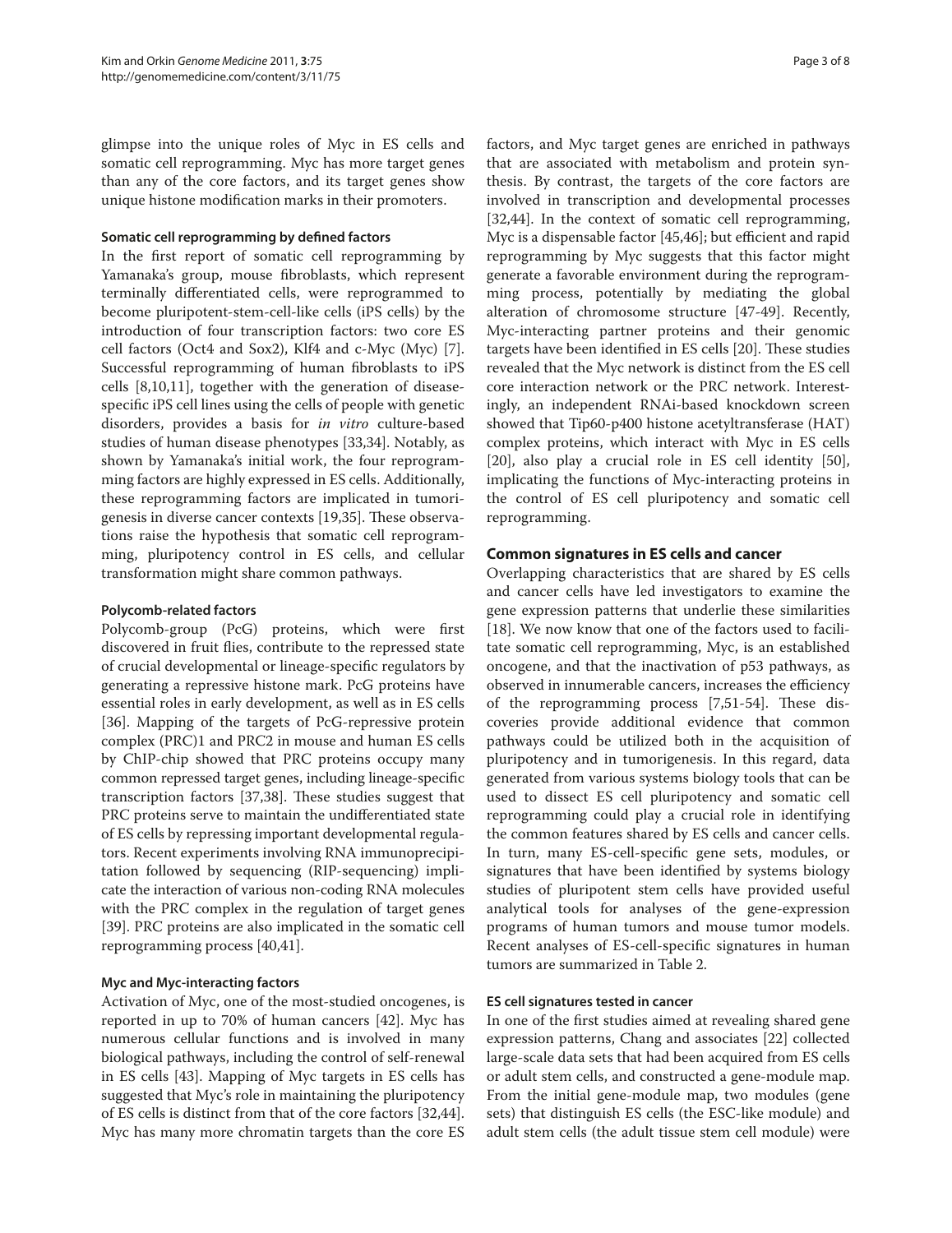glimpse into the unique roles of Myc in ES cells and somatic cell reprogramming. Myc has more target genes than any of the core factors, and its target genes show unique histone modification marks in their promoters.

### Somatic cell reprogramming by defined factors

In the first report of somatic cell reprogramming by Yamanaka's group, mouse fibroblasts, which represent terminally differentiated cells, were reprogrammed to become pluripotent-stem-cell-like cells (iPS cells) by the introduction of four transcription factors: two core ES cell factors (Oct4 and Sox2), Klf4 and c-Myc (Myc) [7]. Successful reprogramming of human fibroblasts to iPS cells [8,10,11], together with the generation of disease-specific iPS cell lines using the cells of people with genetic disorders, provides a basis for *in vitro* culture-based studies of human disease phenotypes [33,34]. Notably, as shown by Yamanaka's initial work, the four reprogramming factors are highly expressed in ES cells. Additionally, these reprogramming factors are implicated in tumorigenesis in diverse cancer contexts [19,35]. These observations raise the hypothesis that somatic cell reprogramming, pluripotency control in ES cells, and cellular transformation might share common pathways.

### Polycomb-related factors

Polycomb-group (PcG) proteins, which were first discovered in fruit flies, contribute to the repressed state of crucial developmental or lineage-specific regulators by generating a repressive histone mark. PcG proteins have essential roles in early development, as well as in ES cells [36]. Mapping of the targets of PcG-repressive protein complex (PRC)1 and PRC2 in mouse and human ES cells by ChIP-chip showed that PRC proteins occupy many common repressed target genes, including lineage-specific transcription factors [37,38]. These studies suggest that PRC proteins serve to maintain the undifferentiated state of ES cells by repressing important developmental regulators. Recent experiments involving RNA immunoprecipitation followed by sequencing (RIP-sequencing) implicate the interaction of various non-coding RNA molecules with the PRC complex in the regulation of target genes [39]. PRC proteins are also implicated in the somatic cell reprogramming process [40,41].

### Myc and Myc-interacting factors

Activation of Myc, one of the most-studied oncogenes, is reported in up to 70% of human cancers [42]. Myc has numerous cellular functions and is involved in many biological pathways, including the control of self-renewal in ES cells [43]. Mapping of Myc targets in ES cells has suggested that Myc's role in maintaining the pluripotency of ES cells is distinct from that of the core factors [32,44]. Myc has many more chromatin targets than the core ES factors, and Myc target genes are enriched in pathways that are associated with metabolism and protein synthesis. By contrast, the targets of the core factors are involved in transcription and developmental processes [32,44]. In the context of somatic cell reprogramming, Myc is a dispensable factor [45,46]; but efficient and rapid reprogramming by Myc suggests that this factor might generate a favorable environment during the reprogramming process, potentially by mediating the global alteration of chromosome structure [47-49]. Recently, Myc-interacting partner proteins and their genomic targets have been identified in ES cells [20]. These studies revealed that the Myc network is distinct from the ES cell core interaction network or the PRC network. Interestingly, an independent RNAi-based knockdown screen showed that Tip60-p400 histone acetyltransferase (HAT) complex proteins, which interact with Myc in ES cells [20], also play a crucial role in ES cell identity [50], implicating the functions of Myc-interacting proteins in the control of ES cell pluripotency and somatic cell reprogramming.

## Common signatures in ES cells and cancer

Overlapping characteristics that are shared by ES cells and cancer cells have led investigators to examine the gene expression patterns that underlie these similarities [18]. We now know that one of the factors used to facilitate somatic cell reprogramming, Myc, is an established oncogene, and that the inactivation of p53 pathways, as observed in innumerable cancers, increases the efficiency of the reprogramming process [7,51-54]. These discoveries provide additional evidence that common pathways could be utilized both in the acquisition of pluripotency and in tumorigenesis. In this regard, data generated from various systems biology tools that can be used to dissect ES cell pluripotency and somatic cell reprogramming could play a crucial role in identifying the common features shared by ES cells and cancer cells. In turn, many ES-cell-specific gene sets, modules, or signatures that have been identified by systems biology studies of pluripotent stem cells have provided useful analytical tools for analyses of the gene-expression programs of human tumors and mouse tumor models. Recent analyses of ES-cell-specific signatures in human tumors are summarized in Table 2.

### ES cell signatures tested in cancer

In one of the first studies aimed at revealing shared gene expression patterns, Chang and associates [22] collected large-scale data sets that had been acquired from ES cells or adult stem cells, and constructed a gene-module map. From the initial gene-module map, two modules (gene sets) that distinguish ES cells (the ESC-like module) and adult stem cells (the adult tissue stem cell module) were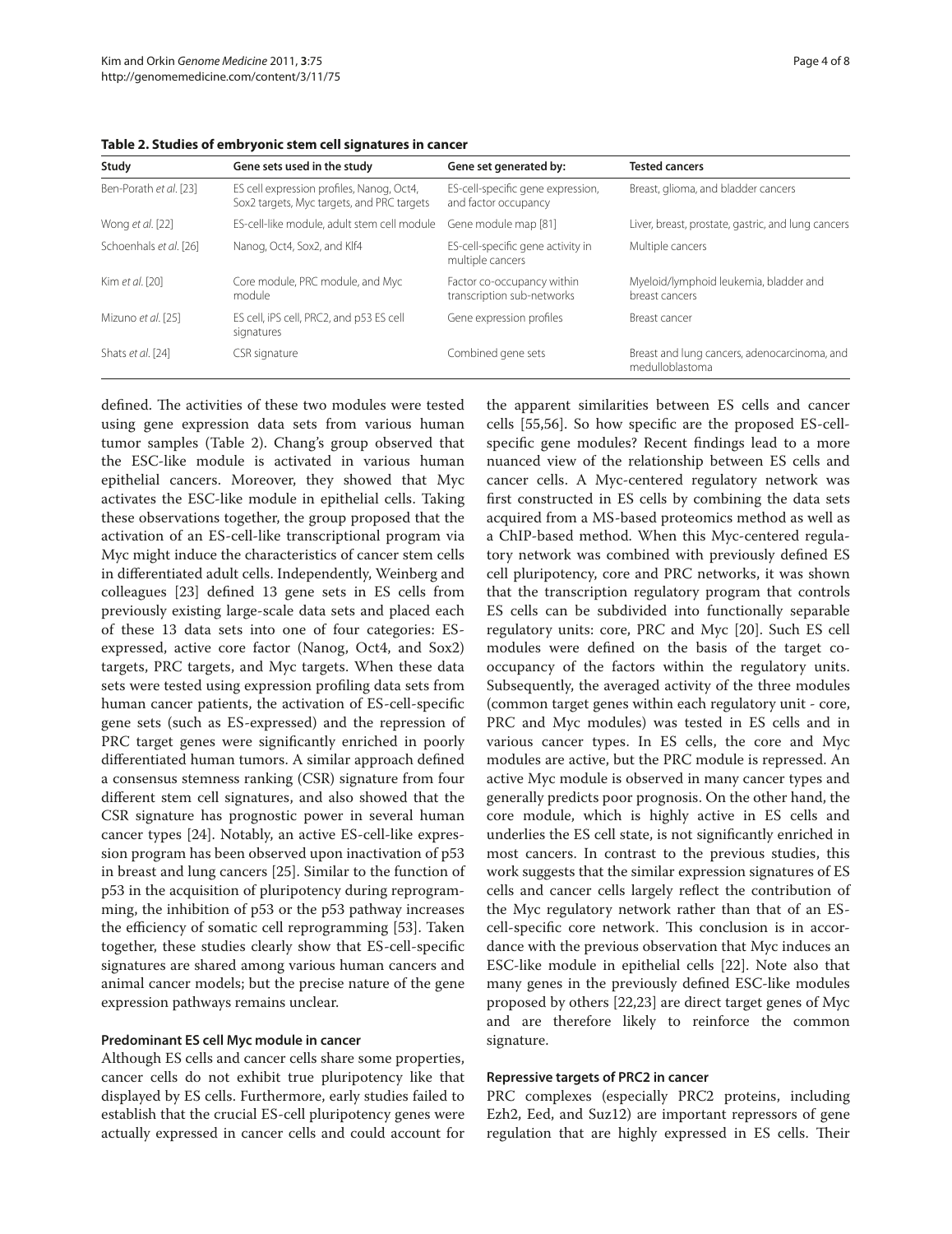**Table 2. Studies of embryonic stem cell signatures in cancer**

| Study | Gene sets used in the study | Gene set generated by: | Tested cancers |
|---|---|---|---|
| Ben-Porath *et al*. [23] | ES cell expression profiles, Nanog, Oct4, Sox2 targets, Myc targets, and PRC targets | ES-cell-specific gene expression, and factor occupancy | Breast, glioma, and bladder cancers |
| Wong *et al*. [22] | ES-cell-like module, adult stem cell module | Gene module map [81] | Liver, breast, prostate, gastric, and lung cancers |
| Schoenhals *et al*. [26] | Nanog, Oct4, Sox2, and Klf4 | ES-cell-specific gene activity in multiple cancers | Multiple cancers |
| Kim *et al*. [20] | Core module, PRC module, and Myc module | Factor co-occupancy within transcription sub-networks | Myeloid/lymphoid leukemia, bladder and breast cancers |
| Mizuno *et al*. [25] | ES cell, iPS cell, PRC2, and p53 ES cell signatures | Gene expression profiles | Breast cancer |
| Shats *et al*. [24] | CSR signature | Combined gene sets | Breast and lung cancers, adenocarcinoma, and medulloblastoma |

defined. The activities of these two modules were tested using gene expression data sets from various human tumor samples (Table 2). Chang's group observed that the ESC-like module is activated in various human epithelial cancers. Moreover, they showed that Myc activates the ESC-like module in epithelial cells. Taking these observations together, the group proposed that the activation of an ES-cell-like transcriptional program via Myc might induce the characteristics of cancer stem cells in differentiated adult cells. Independently, Weinberg and colleagues [23] defined 13 gene sets in ES cells from previously existing large-scale data sets and placed each of these 13 data sets into one of four categories: ES-expressed, active core factor (Nanog, Oct4, and Sox2) targets, PRC targets, and Myc targets. When these data sets were tested using expression profiling data sets from human cancer patients, the activation of ES-cell-specific gene sets (such as ES-expressed) and the repression of PRC target genes were significantly enriched in poorly differentiated human tumors. A similar approach defined a consensus stemness ranking (CSR) signature from four different stem cell signatures, and also showed that the CSR signature has prognostic power in several human cancer types [24]. Notably, an active ES-cell-like expression program has been observed upon inactivation of p53 in breast and lung cancers [25]. Similar to the function of p53 in the acquisition of pluripotency during reprogramming, the inhibition of p53 or the p53 pathway increases the efficiency of somatic cell reprogramming [53]. Taken together, these studies clearly show that ES-cell-specific signatures are shared among various human cancers and animal cancer models; but the precise nature of the gene expression pathways remains unclear.

#### Predominant ES cell Myc module in cancer

Although ES cells and cancer cells share some properties, cancer cells do not exhibit true pluripotency like that displayed by ES cells. Furthermore, early studies failed to establish that the crucial ES-cell pluripotency genes were actually expressed in cancer cells and could account for the apparent similarities between ES cells and cancer cells [55,56]. So how specific are the proposed ES-cell-specific gene modules? Recent findings lead to a more nuanced view of the relationship between ES cells and cancer cells. A Myc-centered regulatory network was first constructed in ES cells by combining the data sets acquired from a MS-based proteomics method as well as a ChIP-based method. When this Myc-centered regulatory network was combined with previously defined ES cell pluripotency, core and PRC networks, it was shown that the transcription regulatory program that controls ES cells can be subdivided into functionally separable regulatory units: core, PRC and Myc [20]. Such ES cell modules were defined on the basis of the target co-occupancy of the factors within the regulatory units. Subsequently, the averaged activity of the three modules (common target genes within each regulatory unit - core, PRC and Myc modules) was tested in ES cells and in various cancer types. In ES cells, the core and Myc modules are active, but the PRC module is repressed. An active Myc module is observed in many cancer types and generally predicts poor prognosis. On the other hand, the core module, which is highly active in ES cells and underlies the ES cell state, is not significantly enriched in most cancers. In contrast to the previous studies, this work suggests that the similar expression signatures of ES cells and cancer cells largely reflect the contribution of the Myc regulatory network rather than that of an ES-cell-specific core network. This conclusion is in accordance with the previous observation that Myc induces an ESC-like module in epithelial cells [22]. Note also that many genes in the previously defined ESC-like modules proposed by others [22,23] are direct target genes of Myc and are therefore likely to reinforce the common signature.

#### Repressive targets of PRC2 in cancer

PRC complexes (especially PRC2 proteins, including Ezh2, Eed, and Suz12) are important repressors of gene regulation that are highly expressed in ES cells. Their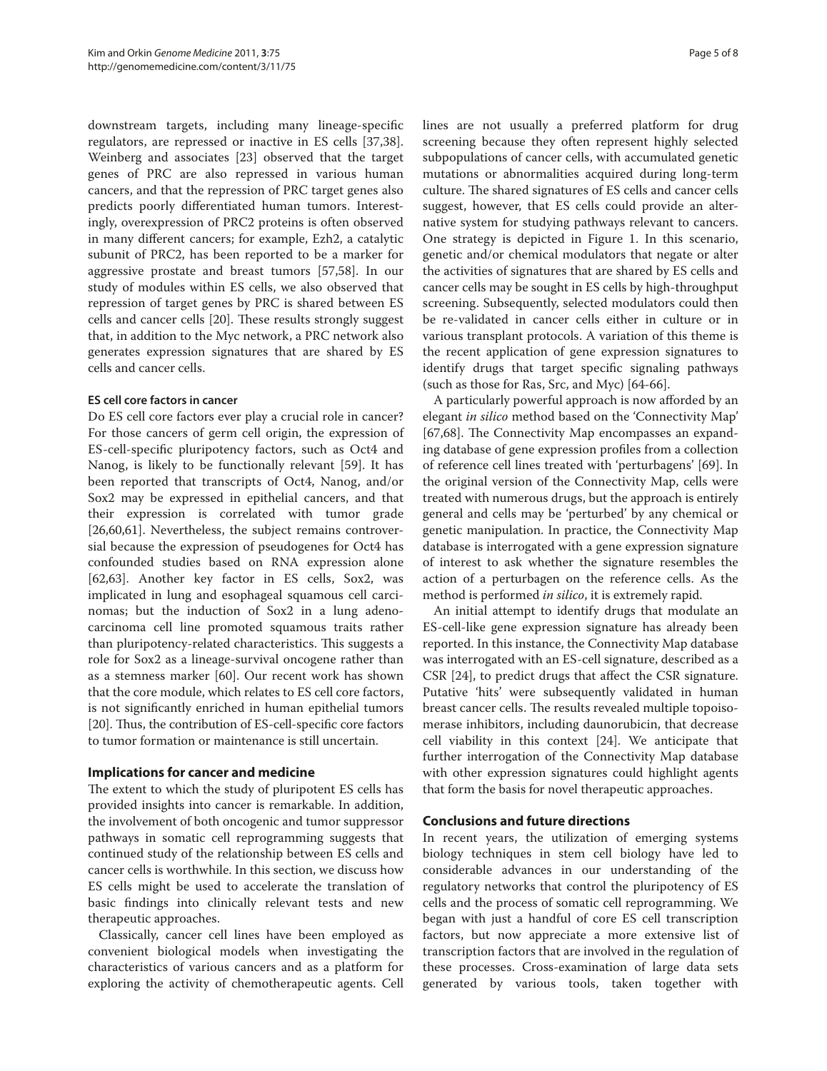downstream targets, including many lineage-specific regulators, are repressed or inactive in ES cells [37,38]. Weinberg and associates [23] observed that the target genes of PRC are also repressed in various human cancers, and that the repression of PRC target genes also predicts poorly differentiated human tumors. Interestingly, overexpression of PRC2 proteins is often observed in many different cancers; for example, Ezh2, a catalytic subunit of PRC2, has been reported to be a marker for aggressive prostate and breast tumors [57,58]. In our study of modules within ES cells, we also observed that repression of target genes by PRC is shared between ES cells and cancer cells [20]. These results strongly suggest that, in addition to the Myc network, a PRC network also generates expression signatures that are shared by ES cells and cancer cells.

#### ES cell core factors in cancer

Do ES cell core factors ever play a crucial role in cancer? For those cancers of germ cell origin, the expression of ES-cell-specific pluripotency factors, such as Oct4 and Nanog, is likely to be functionally relevant [59]. It has been reported that transcripts of Oct4, Nanog, and/or Sox2 may be expressed in epithelial cancers, and that their expression is correlated with tumor grade [26,60,61]. Nevertheless, the subject remains controversial because the expression of pseudogenes for Oct4 has confounded studies based on RNA expression alone [62,63]. Another key factor in ES cells, Sox2, was implicated in lung and esophageal squamous cell carcinomas; but the induction of Sox2 in a lung adenocarcinoma cell line promoted squamous traits rather than pluripotency-related characteristics. This suggests a role for Sox2 as a lineage-survival oncogene rather than as a stemness marker [60]. Our recent work has shown that the core module, which relates to ES cell core factors, is not significantly enriched in human epithelial tumors [20]. Thus, the contribution of ES-cell-specific core factors to tumor formation or maintenance is still uncertain.

### Implications for cancer and medicine

The extent to which the study of pluripotent ES cells has provided insights into cancer is remarkable. In addition, the involvement of both oncogenic and tumor suppressor pathways in somatic cell reprogramming suggests that continued study of the relationship between ES cells and cancer cells is worthwhile. In this section, we discuss how ES cells might be used to accelerate the translation of basic findings into clinically relevant tests and new therapeutic approaches.

Classically, cancer cell lines have been employed as convenient biological models when investigating the characteristics of various cancers and as a platform for exploring the activity of chemotherapeutic agents. Cell lines are not usually a preferred platform for drug screening because they often represent highly selected subpopulations of cancer cells, with accumulated genetic mutations or abnormalities acquired during long-term culture. The shared signatures of ES cells and cancer cells suggest, however, that ES cells could provide an alternative system for studying pathways relevant to cancers. One strategy is depicted in Figure 1. In this scenario, genetic and/or chemical modulators that negate or alter the activities of signatures that are shared by ES cells and cancer cells may be sought in ES cells by high-throughput screening. Subsequently, selected modulators could then be re-validated in cancer cells either in culture or in various transplant protocols. A variation of this theme is the recent application of gene expression signatures to identify drugs that target specific signaling pathways (such as those for Ras, Src, and Myc) [64-66].

A particularly powerful approach is now afforded by an elegant *in silico* method based on the 'Connectivity Map' [67,68]. The Connectivity Map encompasses an expanding database of gene expression profiles from a collection of reference cell lines treated with 'perturbagens' [69]. In the original version of the Connectivity Map, cells were treated with numerous drugs, but the approach is entirely general and cells may be 'perturbed' by any chemical or genetic manipulation. In practice, the Connectivity Map database is interrogated with a gene expression signature of interest to ask whether the signature resembles the action of a perturbagen on the reference cells. As the method is performed *in silico*, it is extremely rapid.

An initial attempt to identify drugs that modulate an ES-cell-like gene expression signature has already been reported. In this instance, the Connectivity Map database was interrogated with an ES-cell signature, described as a CSR [24], to predict drugs that affect the CSR signature. Putative 'hits' were subsequently validated in human breast cancer cells. The results revealed multiple topoisomerase inhibitors, including daunorubicin, that decrease cell viability in this context [24]. We anticipate that further interrogation of the Connectivity Map database with other expression signatures could highlight agents that form the basis for novel therapeutic approaches.

### Conclusions and future directions

In recent years, the utilization of emerging systems biology techniques in stem cell biology have led to considerable advances in our understanding of the regulatory networks that control the pluripotency of ES cells and the process of somatic cell reprogramming. We began with just a handful of core ES cell transcription factors, but now appreciate a more extensive list of transcription factors that are involved in the regulation of these processes. Cross-examination of large data sets generated by various tools, taken together with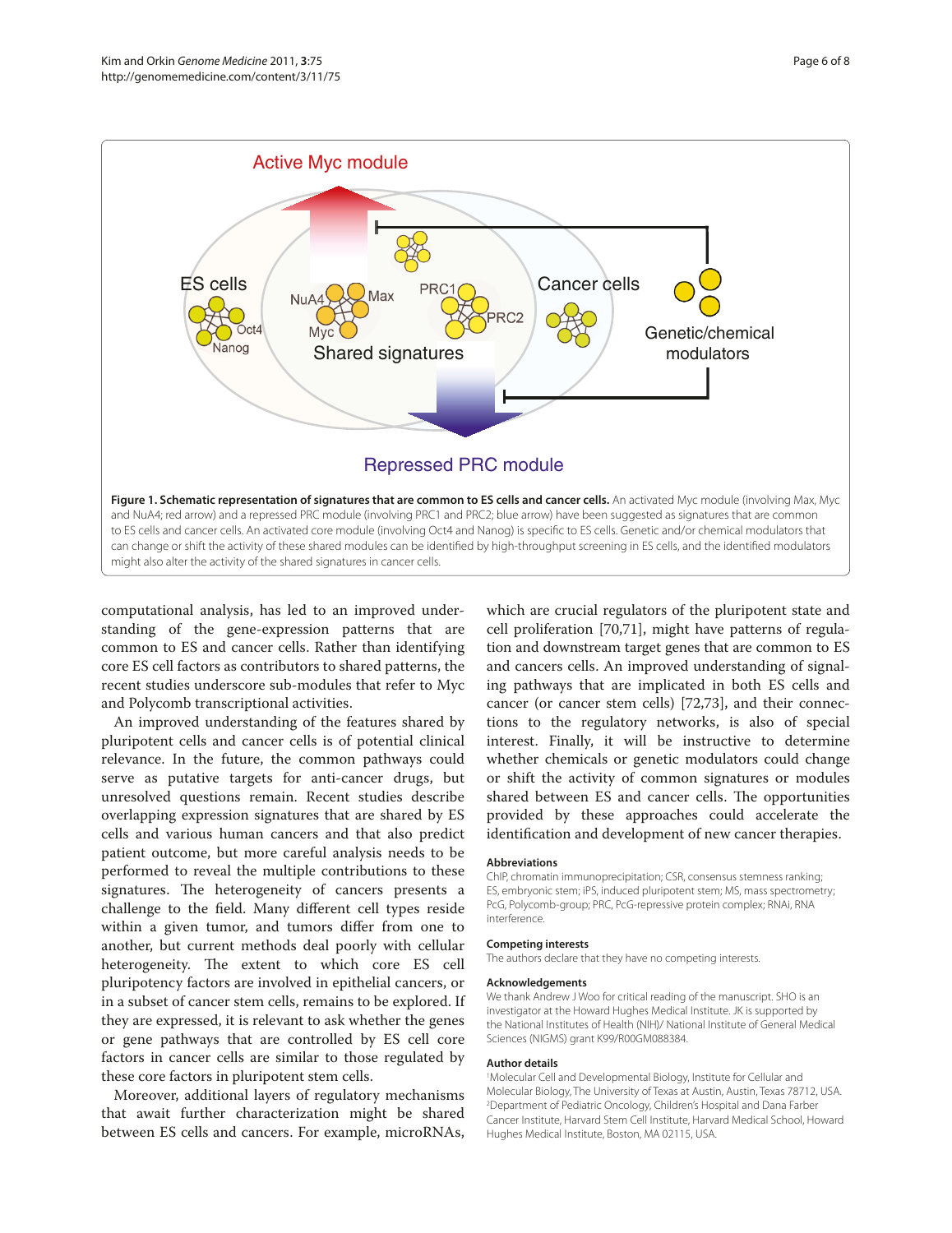Active Myc module

ES cells

Oct4

Nanog

NuA4

Max

Myc

PRC1

PRC2

Shared signatures

Cancer cells

Genetic/chemical modulators

Repressed PRC module

**Figure 1. Schematic representation of signatures that are common to ES cells and cancer cells.** An activated Myc module (involving Max, Myc and NuA4; red arrow) and a repressed PRC module (involving PRC1 and PRC2; blue arrow) have been suggested as signatures that are common to ES cells and cancer cells. An activated core module (involving Oct4 and Nanog) is specific to ES cells. Genetic and/or chemical modulators that can change or shift the activity of these shared modules can be identified by high-throughput screening in ES cells, and the identified modulators might also alter the activity of the shared signatures in cancer cells.

computational analysis, has led to an improved understanding of the gene-expression patterns that are common to ES and cancer cells. Rather than identifying core ES cell factors as contributors to shared patterns, the recent studies underscore sub-modules that refer to Myc and Polycomb transcriptional activities.

An improved understanding of the features shared by pluripotent cells and cancer cells is of potential clinical relevance. In the future, the common pathways could serve as putative targets for anti-cancer drugs, but unresolved questions remain. Recent studies describe overlapping expression signatures that are shared by ES cells and various human cancers and that also predict patient outcome, but more careful analysis needs to be performed to reveal the multiple contributions to these signatures. The heterogeneity of cancers presents a challenge to the field. Many different cell types reside within a given tumor, and tumors differ from one to another, but current methods deal poorly with cellular heterogeneity. The extent to which core ES cell pluripotency factors are involved in epithelial cancers, or in a subset of cancer stem cells, remains to be explored. If they are expressed, it is relevant to ask whether the genes or gene pathways that are controlled by ES cell core factors in cancer cells are similar to those regulated by these core factors in pluripotent stem cells.

Moreover, additional layers of regulatory mechanisms that await further characterization might be shared between ES cells and cancers. For example, microRNAs, which are crucial regulators of the pluripotent state and cell proliferation [70,71], might have patterns of regulation and downstream target genes that are common to ES and cancers cells. An improved understanding of signaling pathways that are implicated in both ES cells and cancer (or cancer stem cells) [72,73], and their connections to the regulatory networks, is also of special interest. Finally, it will be instructive to determine whether chemicals or genetic modulators could change or shift the activity of common signatures or modules shared between ES and cancer cells. The opportunities provided by these approaches could accelerate the identification and development of new cancer therapies.

#### Abbreviations

ChIP, chromatin immunoprecipitation; CSR, consensus stemness ranking; ES, embryonic stem; iPS, induced pluripotent stem; MS, mass spectrometry; PcG, Polycomb-group; PRC, PcG-repressive protein complex; RNAi, RNA interference.

#### Competing interests

The authors declare that they have no competing interests.

#### Acknowledgements

We thank Andrew J Woo for critical reading of the manuscript. SHO is an investigator at the Howard Hughes Medical Institute. JK is supported by the National Institutes of Health (NIH)/ National Institute of General Medical Sciences (NIGMS) grant K99/R00GM088384.

#### Author details

[1]Molecular Cell and Developmental Biology, Institute for Cellular and Molecular Biology, The University of Texas at Austin, Austin, Texas 78712, USA. [2]Department of Pediatric Oncology, Children's Hospital and Dana Farber Cancer Institute, Harvard Stem Cell Institute, Harvard Medical School, Howard Hughes Medical Institute, Boston, MA 02115, USA.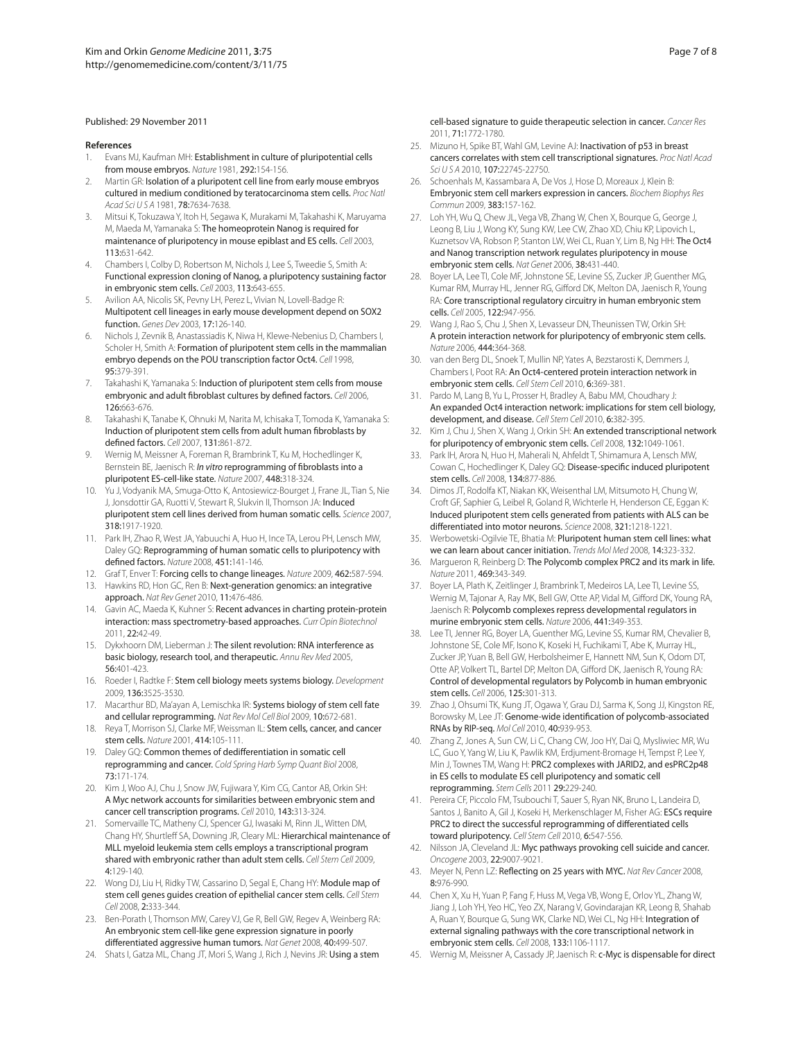Published: 29 November 2011

## References

1. Evans MJ, Kaufman MH: **Establishment in culture of pluripotential cells from mouse embryos.** *Nature* 1981, **292:**154-156.
2. Martin GR: **Isolation of a pluripotent cell line from early mouse embryos cultured in medium conditioned by teratocarcinoma stem cells.** *Proc Natl Acad Sci U S A* 1981, **78:**7634-7638.
3. Mitsui K, Tokuzawa Y, Itoh H, Segawa K, Murakami M, Takahashi K, Maruyama M, Maeda M, Yamanaka S: **The homeoprotein Nanog is required for maintenance of pluripotency in mouse epiblast and ES cells.** *Cell* 2003, **113:**631-642.
4. Chambers I, Colby D, Robertson M, Nichols J, Lee S, Tweedie S, Smith A: **Functional expression cloning of Nanog, a pluripotency sustaining factor in embryonic stem cells.** *Cell* 2003, **113:**643-655.
5. Avilion AA, Nicolis SK, Pevny LH, Perez L, Vivian N, Lovell-Badge R: **Multipotent cell lineages in early mouse development depend on SOX2 function.** *Genes Dev* 2003, **17:**126-140.
6. Nichols J, Zevnik B, Anastassiadis K, Niwa H, Klewe-Nebenius D, Chambers I, Scholer H, Smith A: **Formation of pluripotent stem cells in the mammalian embryo depends on the POU transcription factor Oct4.** *Cell* 1998, **95:**379-391.
7. Takahashi K, Yamanaka S: **Induction of pluripotent stem cells from mouse embryonic and adult fibroblast cultures by defined factors.** *Cell* 2006, **126:**663-676.
8. Takahashi K, Tanabe K, Ohnuki M, Narita M, Ichisaka T, Tomoda K, Yamanaka S: **Induction of pluripotent stem cells from adult human fibroblasts by defined factors.** *Cell* 2007, **131:**861-872.
9. Wernig M, Meissner A, Foreman R, Brambrink T, Ku M, Hochedlinger K, Bernstein BE, Jaenisch R: ***In vitro* reprogramming of fibroblasts into a pluripotent ES-cell-like state.** *Nature* 2007, **448:**318-324.
10. Yu J, Vodyanik MA, Smuga-Otto K, Antosiewicz-Bourget J, Frane JL, Tian S, Nie J, Jonsdottir GA, Ruotti V, Stewart R, Slukvin II, Thomson JA: **Induced pluripotent stem cell lines derived from human somatic cells.** *Science* 2007, **318:**1917-1920.
11. Park IH, Zhao R, West JA, Yabuuchi A, Huo H, Ince TA, Lerou PH, Lensch MW, Daley GQ: **Reprogramming of human somatic cells to pluripotency with defined factors.** *Nature* 2008, **451:**141-146.
12. Graf T, Enver T: **Forcing cells to change lineages.** *Nature* 2009, **462:**587-594.
13. Hawkins RD, Hon GC, Ren B: **Next-generation genomics: an integrative approach.** *Nat Rev Genet* 2010, **11:**476-486.
14. Gavin AC, Maeda K, Kuhner S: **Recent advances in charting protein-protein interaction: mass spectrometry-based approaches.** *Curr Opin Biotechnol* 2011, **22:**42-49.
15. Dykxhoorn DM, Lieberman J: **The silent revolution: RNA interference as basic biology, research tool, and therapeutic.** *Annu Rev Med* 2005, **56:**401-423.
16. Roeder I, Radtke F: **Stem cell biology meets systems biology.** *Development* 2009, **136:**3525-3530.
17. Macarthur BD, Ma'ayan A, Lemischka IR: **Systems biology of stem cell fate and cellular reprogramming.** *Nat Rev Mol Cell Biol* 2009, **10:**672-681.
18. Reya T, Morrison SJ, Clarke MF, Weissman IL: **Stem cells, cancer, and cancer stem cells.** *Nature* 2001, **414:**105-111.
19. Daley GQ: **Common themes of dedifferentiation in somatic cell reprogramming and cancer.** *Cold Spring Harb Symp Quant Biol* 2008, **73:**171-174.
20. Kim J, Woo AJ, Chu J, Snow JW, Fujiwara Y, Kim CG, Cantor AB, Orkin SH: **A Myc network accounts for similarities between embryonic stem and cancer cell transcription programs.** *Cell* 2010, **143:**313-324.
21. Somervaille TC, Matheny CJ, Spencer GJ, Iwasaki M, Rinn JL, Witten DM, Chang HY, Shurtleff SA, Downing JR, Cleary ML: **Hierarchical maintenance of MLL myeloid leukemia stem cells employs a transcriptional program shared with embryonic rather than adult stem cells.** *Cell Stem Cell* 2009, **4:**129-140.
22. Wong DJ, Liu H, Ridky TW, Cassarino D, Segal E, Chang HY: **Module map of stem cell genes guides creation of epithelial cancer stem cells.** *Cell Stem Cell* 2008, **2:**333-344.
23. Ben-Porath I, Thomson MW, Carey VJ, Ge R, Bell GW, Regev A, Weinberg RA: **An embryonic stem cell-like gene expression signature in poorly differentiated aggressive human tumors.** *Nat Genet* 2008, **40:**499-507.
24. Shats I, Gatza ML, Chang JT, Mori S, Wang J, Rich J, Nevins JR: **Using a stem cell-based signature to guide therapeutic selection in cancer.** *Cancer Res* 2011, **71:**1772-1780.
25. Mizuno H, Spike BT, Wahl GM, Levine AJ: **Inactivation of p53 in breast cancers correlates with stem cell transcriptional signatures.** *Proc Natl Acad Sci U S A* 2010, **107:**22745-22750.
26. Schoenhals M, Kassambara A, De Vos J, Hose D, Moreaux J, Klein B: **Embryonic stem cell markers expression in cancers.** *Biochem Biophys Res Commun* 2009, **383:**157-162.
27. Loh YH, Wu Q, Chew JL, Vega VB, Zhang W, Chen X, Bourque G, George J, Leong B, Liu J, Wong KY, Sung KW, Lee CW, Zhao XD, Chiu KP, Lipovich L, Kuznetsov VA, Robson P, Stanton LW, Wei CL, Ruan Y, Lim B, Ng HH: **The Oct4 and Nanog transcription network regulates pluripotency in mouse embryonic stem cells.** *Nat Genet* 2006, **38:**431-440.
28. Boyer LA, Lee TI, Cole MF, Johnstone SE, Levine SS, Zucker JP, Guenther MG, Kumar RM, Murray HL, Jenner RG, Gifford DK, Melton DA, Jaenisch R, Young RA: **Core transcriptional regulatory circuitry in human embryonic stem cells.** *Cell* 2005, **122:**947-956.
29. Wang J, Rao S, Chu J, Shen X, Levasseur DN, Theunissen TW, Orkin SH: **A protein interaction network for pluripotency of embryonic stem cells.** *Nature* 2006, **444:**364-368.
30. van den Berg DL, Snoek T, Mullin NP, Yates A, Bezstarosti K, Demmers J, Chambers I, Poot RA: **An Oct4-centered protein interaction network in embryonic stem cells.** *Cell Stem Cell* 2010, **6:**369-381.
31. Pardo M, Lang B, Yu L, Prosser H, Bradley A, Babu MM, Choudhary J: **An expanded Oct4 interaction network: implications for stem cell biology, development, and disease.** *Cell Stem Cell* 2010, **6:**382-395.
32. Kim J, Chu J, Shen X, Wang J, Orkin SH: **An extended transcriptional network for pluripotency of embryonic stem cells.** *Cell* 2008, **132:**1049-1061.
33. Park IH, Arora N, Huo H, Maherali N, Ahfeldt T, Shimamura A, Lensch MW, Cowan C, Hochedlinger K, Daley GQ: **Disease-specific induced pluripotent stem cells.** *Cell* 2008, **134:**877-886.
34. Dimos JT, Rodolfa KT, Niakan KK, Weisenthal LM, Mitsumoto H, Chung W, Croft GF, Saphier G, Leibel R, Goland R, Wichterle H, Henderson CE, Eggan K: **Induced pluripotent stem cells generated from patients with ALS can be differentiated into motor neurons.** *Science* 2008, **321:**1218-1221.
35. Werbowetski-Ogilvie TE, Bhatia M: **Pluripotent human stem cell lines: what we can learn about cancer initiation.** *Trends Mol Med* 2008, **14:**323-332.
36. Margueron R, Reinberg D: **The Polycomb complex PRC2 and its mark in life.** *Nature* 2011, **469:**343-349.
37. Boyer LA, Plath K, Zeitlinger J, Brambrink T, Medeiros LA, Lee TI, Levine SS, Wernig M, Tajonar A, Ray MK, Bell GW, Otte AP, Vidal M, Gifford DK, Young RA, Jaenisch R: **Polycomb complexes repress developmental regulators in murine embryonic stem cells.** *Nature* 2006, **441:**349-353.
38. Lee TI, Jenner RG, Boyer LA, Guenther MG, Levine SS, Kumar RM, Chevalier B, Johnstone SE, Cole MF, Isono K, Koseki H, Fuchikami T, Abe K, Murray HL, Zucker JP, Yuan B, Bell GW, Herbolsheimer E, Hannett NM, Sun K, Odom DT, Otte AP, Volkert TL, Bartel DP, Melton DA, Gifford DK, Jaenisch R, Young RA: **Control of developmental regulators by Polycomb in human embryonic stem cells.** *Cell* 2006, **125:**301-313.
39. Zhao J, Ohsumi TK, Kung JT, Ogawa Y, Grau DJ, Sarma K, Song JJ, Kingston RE, Borowsky M, Lee JT: **Genome-wide identification of polycomb-associated RNAs by RIP-seq.** *Mol Cell* 2010, **40:**939-953.
40. Zhang Z, Jones A, Sun CW, Li C, Chang CW, Joo HY, Dai Q, Mysliwiec MR, Wu LC, Guo Y, Yang W, Liu K, Pawlik KM, Erdjument-Bromage H, Tempst P, Lee Y, Min J, Townes TM, Wang H: **PRC2 complexes with JARID2, and esPRC2p48 in ES cells to modulate ES cell pluripotency and somatic cell reprogramming.** *Stem Cells* 2011 **29:**229-240.
41. Pereira CF, Piccolo FM, Tsubouchi T, Sauer S, Ryan NK, Bruno L, Landeira D, Santos J, Banito A, Gil J, Koseki H, Merkenschlager M, Fisher AG: **ESCs require PRC2 to direct the successful reprogramming of differentiated cells toward pluripotency.** *Cell Stem Cell* 2010, **6:**547-556.
42. Nilsson JA, Cleveland JL: **Myc pathways provoking cell suicide and cancer.** *Oncogene* 2003, **22:**9007-9021.
43. Meyer N, Penn LZ: **Reflecting on 25 years with MYC.** *Nat Rev Cancer* 2008, **8:**976-990.
44. Chen X, Xu H, Yuan P, Fang F, Huss M, Vega VB, Wong E, Orlov YL, Zhang W, Jiang J, Loh YH, Yeo HC, Yeo ZX, Narang V, Govindarajan KR, Leong B, Shahab A, Ruan Y, Bourque G, Sung WK, Clarke ND, Wei CL, Ng HH: **Integration of external signaling pathways with the core transcriptional network in embryonic stem cells.** *Cell* 2008, **133:**1106-1117.
45. Wernig M, Meissner A, Cassady JP, Jaenisch R: **c-Myc is dispensable for direct**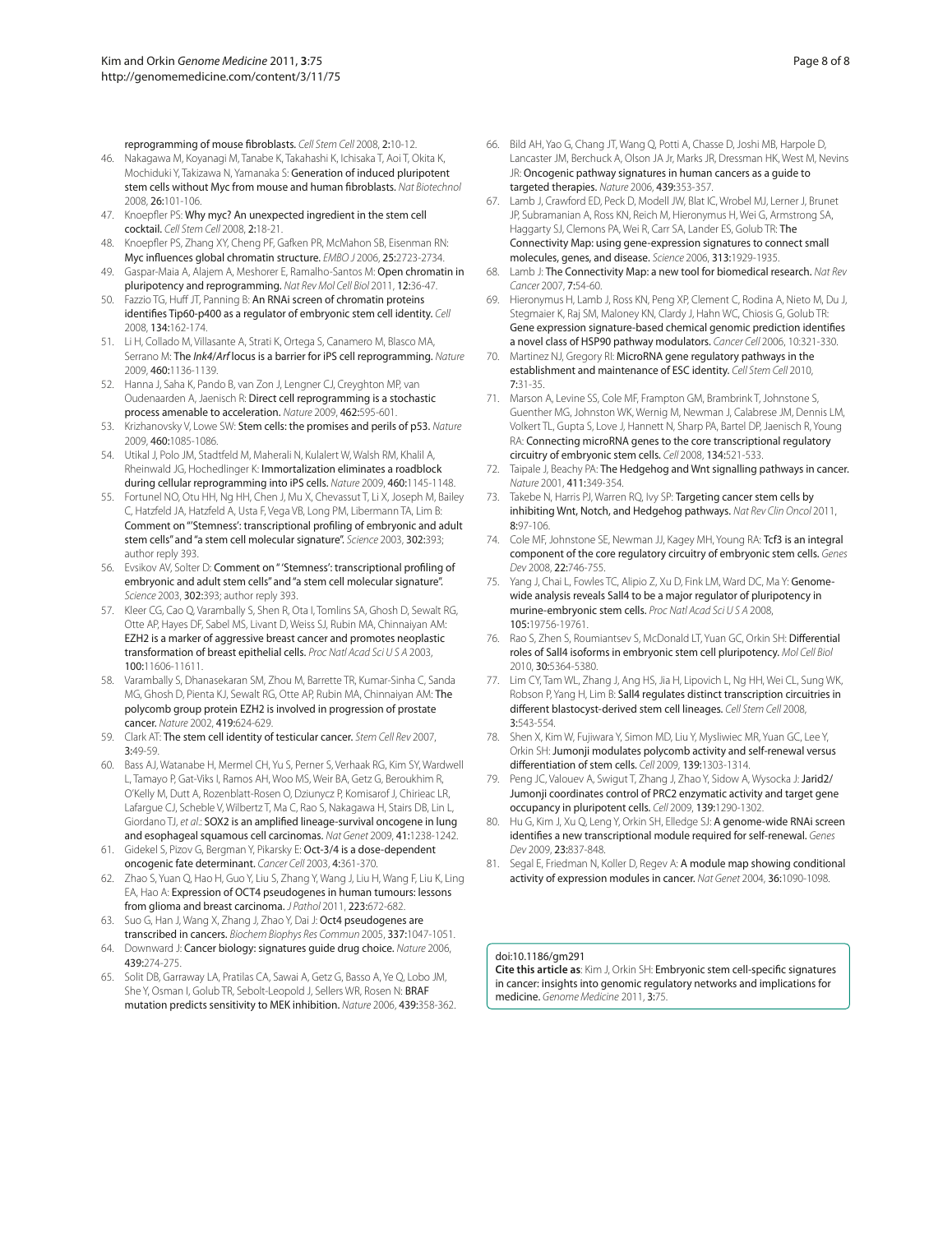reprogramming of mouse fibroblasts. *Cell Stem Cell* 2008, **2:**10-12.

46. Nakagawa M, Koyanagi M, Tanabe K, Takahashi K, Ichisaka T, Aoi T, Okita K, Mochiduki Y, Takizawa N, Yamanaka S: Generation of induced pluripotent stem cells without Myc from mouse and human fibroblasts. *Nat Biotechnol* 2008, **26:**101-106.
47. Knoepfler PS: Why myc? An unexpected ingredient in the stem cell cocktail. *Cell Stem Cell* 2008, **2:**18-21.
48. Knoepfler PS, Zhang XY, Cheng PF, Gafken PR, McMahon SB, Eisenman RN: Myc influences global chromatin structure. *EMBO J* 2006, **25:**2723-2734.
49. Gaspar-Maia A, Alajem A, Meshorer E, Ramalho-Santos M: Open chromatin in pluripotency and reprogramming. *Nat Rev Mol Cell Biol* 2011, **12:**36-47.
50. Fazzio TG, Huff JT, Panning B: An RNAi screen of chromatin proteins identifies Tip60-p400 as a regulator of embryonic stem cell identity. *Cell* 2008, **134:**162-174.
51. Li H, Collado M, Villasante A, Strati K, Ortega S, Canamero M, Blasco MA, Serrano M: The *Ink4/Arf* locus is a barrier for iPS cell reprogramming. *Nature* 2009, **460:**1136-1139.
52. Hanna J, Saha K, Pando B, van Zon J, Lengner CJ, Creyghton MP, van Oudenaarden A, Jaenisch R: Direct cell reprogramming is a stochastic process amenable to acceleration. *Nature* 2009, **462:**595-601.
53. Krizhanovsky V, Lowe SW: Stem cells: the promises and perils of p53. *Nature* 2009, **460:**1085-1086.
54. Utikal J, Polo JM, Stadtfeld M, Maherali N, Kulalert W, Walsh RM, Khalil A, Rheinwald JG, Hochedlinger K: Immortalization eliminates a roadblock during cellular reprogramming into iPS cells. *Nature* 2009, **460:**1145-1148.
55. Fortunel NO, Otu HH, Ng HH, Chen J, Mu X, Chevassut T, Li X, Joseph M, Bailey C, Hatzfeld JA, Hatzfeld A, Usta F, Vega VB, Long PM, Libermann TA, Lim B: Comment on "'Stemness': transcriptional profiling of embryonic and adult stem cells" and "a stem cell molecular signature". *Science* 2003, **302:**393; author reply 393.
56. Evsikov AV, Solter D: Comment on " 'Stemness': transcriptional profiling of embryonic and adult stem cells" and "a stem cell molecular signature". *Science* 2003, **302:**393; author reply 393.
57. Kleer CG, Cao Q, Varambally S, Shen R, Ota I, Tomlins SA, Ghosh D, Sewalt RG, Otte AP, Hayes DF, Sabel MS, Livant D, Weiss SJ, Rubin MA, Chinnaiyan AM: EZH2 is a marker of aggressive breast cancer and promotes neoplastic transformation of breast epithelial cells. *Proc Natl Acad Sci U S A* 2003, **100:**11606-11611.
58. Varambally S, Dhanasekaran SM, Zhou M, Barrette TR, Kumar-Sinha C, Sanda MG, Ghosh D, Pienta KJ, Sewalt RG, Otte AP, Rubin MA, Chinnaiyan AM: The polycomb group protein EZH2 is involved in progression of prostate cancer. *Nature* 2002, **419:**624-629.
59. Clark AT: The stem cell identity of testicular cancer. *Stem Cell Rev* 2007, **3:**49-59.
60. Bass AJ, Watanabe H, Mermel CH, Yu S, Perner S, Verhaak RG, Kim SY, Wardwell L, Tamayo P, Gat-Viks I, Ramos AH, Woo MS, Weir BA, Getz G, Beroukhim R, O'Kelly M, Dutt A, Rozenblatt-Rosen O, Dziunycz P, Komisarof J, Chirieac LR, Lafargue CJ, Scheble V, Wilbertz T, Ma C, Rao S, Nakagawa H, Stairs DB, Lin L, Giordano TJ, *et al.*: SOX2 is an amplified lineage-survival oncogene in lung and esophageal squamous cell carcinomas. *Nat Genet* 2009, **41:**1238-1242.
61. Gidekel S, Pizov G, Bergman Y, Pikarsky E: Oct-3/4 is a dose-dependent oncogenic fate determinant. *Cancer Cell* 2003, **4:**361-370.
62. Zhao S, Yuan Q, Hao H, Guo Y, Liu S, Zhang Y, Wang J, Liu H, Wang F, Liu K, Ling EA, Hao A: Expression of OCT4 pseudogenes in human tumours: lessons from glioma and breast carcinoma. *J Pathol* 2011, **223:**672-682.
63. Suo G, Han J, Wang X, Zhang J, Zhao Y, Dai J: Oct4 pseudogenes are transcribed in cancers. *Biochem Biophys Res Commun* 2005, **337:**1047-1051.
64. Downward J: Cancer biology: signatures guide drug choice. *Nature* 2006, **439:**274-275.
65. Solit DB, Garraway LA, Pratilas CA, Sawai A, Getz G, Basso A, Ye Q, Lobo JM, She Y, Osman I, Golub TR, Sebolt-Leopold J, Sellers WR, Rosen N: BRAF mutation predicts sensitivity to MEK inhibition. *Nature* 2006, **439:**358-362.
66. Bild AH, Yao G, Chang JT, Wang Q, Potti A, Chasse D, Joshi MB, Harpole D, Lancaster JM, Berchuck A, Olson JA Jr, Marks JR, Dressman HK, West M, Nevins JR: Oncogenic pathway signatures in human cancers as a guide to targeted therapies. *Nature* 2006, **439:**353-357.
67. Lamb J, Crawford ED, Peck D, Modell JW, Blat IC, Wrobel MJ, Lerner J, Brunet JP, Subramanian A, Ross KN, Reich M, Hieronymus H, Wei G, Armstrong SA, Haggarty SJ, Clemons PA, Wei R, Carr SA, Lander ES, Golub TR: The Connectivity Map: using gene-expression signatures to connect small molecules, genes, and disease. *Science* 2006, **313:**1929-1935.
68. Lamb J: The Connectivity Map: a new tool for biomedical research. *Nat Rev Cancer* 2007, **7:**54-60.
69. Hieronymus H, Lamb J, Ross KN, Peng XP, Clement C, Rodina A, Nieto M, Du J, Stegmaier K, Raj SM, Maloney KN, Clardy J, Hahn WC, Chiosis G, Golub TR: Gene expression signature-based chemical genomic prediction identifies a novel class of HSP90 pathway modulators. *Cancer Cell* 2006, 10:321-330.
70. Martinez NJ, Gregory RI: MicroRNA gene regulatory pathways in the establishment and maintenance of ESC identity. *Cell Stem Cell* 2010, **7:**31-35.
71. Marson A, Levine SS, Cole MF, Frampton GM, Brambrink T, Johnstone S, Guenther MG, Johnston WK, Wernig M, Newman J, Calabrese JM, Dennis LM, Volkert TL, Gupta S, Love J, Hannett N, Sharp PA, Bartel DP, Jaenisch R, Young RA: Connecting microRNA genes to the core transcriptional regulatory circuitry of embryonic stem cells. *Cell* 2008, **134:**521-533.
72. Taipale J, Beachy PA: The Hedgehog and Wnt signalling pathways in cancer. *Nature* 2001, **411:**349-354.
73. Takebe N, Harris PJ, Warren RQ, Ivy SP: Targeting cancer stem cells by inhibiting Wnt, Notch, and Hedgehog pathways. *Nat Rev Clin Oncol* 2011, **8:**97-106.
74. Cole MF, Johnstone SE, Newman JJ, Kagey MH, Young RA: Tcf3 is an integral component of the core regulatory circuitry of embryonic stem cells. *Genes Dev* 2008, **22:**746-755.
75. Yang J, Chai L, Fowles TC, Alipio Z, Xu D, Fink LM, Ward DC, Ma Y: Genome-wide analysis reveals Sall4 to be a major regulator of pluripotency in murine-embryonic stem cells. *Proc Natl Acad Sci U S A* 2008, **105:**19756-19761.
76. Rao S, Zhen S, Roumiantsev S, McDonald LT, Yuan GC, Orkin SH: Differential roles of Sall4 isoforms in embryonic stem cell pluripotency. *Mol Cell Biol* 2010, **30:**5364-5380.
77. Lim CY, Tam WL, Zhang J, Ang HS, Jia H, Lipovich L, Ng HH, Wei CL, Sung WK, Robson P, Yang H, Lim B: Sall4 regulates distinct transcription circuitries in different blastocyst-derived stem cell lineages. *Cell Stem Cell* 2008, **3:**543-554.
78. Shen X, Kim W, Fujiwara Y, Simon MD, Liu Y, Mysliwiec MR, Yuan GC, Lee Y, Orkin SH: Jumonji modulates polycomb activity and self-renewal versus differentiation of stem cells. *Cell* 2009, **139:**1303-1314.
79. Peng JC, Valouev A, Swigut T, Zhang J, Zhao Y, Sidow A, Wysocka J: Jarid2/Jumonji coordinates control of PRC2 enzymatic activity and target gene occupancy in pluripotent cells. *Cell* 2009, **139:**1290-1302.
80. Hu G, Kim J, Xu Q, Leng Y, Orkin SH, Elledge SJ: A genome-wide RNAi screen identifies a new transcriptional module required for self-renewal. *Genes Dev* 2009, **23:**837-848.
81. Segal E, Friedman N, Koller D, Regev A: A module map showing conditional activity of expression modules in cancer. *Nat Genet* 2004, **36:**1090-1098.

doi:10.1186/gm291

**Cite this article as**: Kim J, Orkin SH: Embryonic stem cell-specific signatures in cancer: insights into genomic regulatory networks and implications for medicine. *Genome Medicine* 2011, **3:**75.